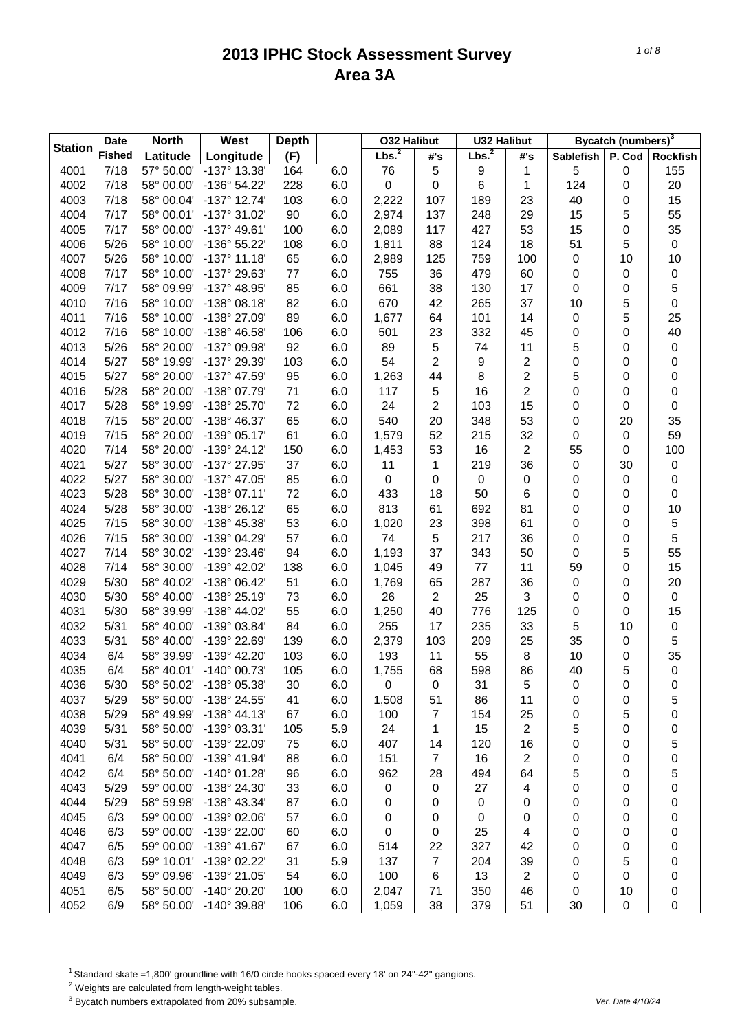# 2013 IPHC Stock Assessment Survey
## Area 3A

| Station | Date Fished | North Latitude | West Longitude | Depth (F) | | O32 Halibut | | U32 Halibut | | Bycatch (numbers)[3] | | |
|---|---|---|---|---|---|---|---|---|---|---|---|---|
| | | | | | | Lbs.[2] | #'s | Lbs.[2] | #'s | Sablefish | P. Cod | Rockfish |
| 4001 | 7/18 | 57° 50.00' | -137° 13.38' | 164 | 6.0 | 76 | 5 | 9 | 1 | 5 | 0 | 155 |
| 4002 | 7/18 | 58° 00.00' | -136° 54.22' | 228 | 6.0 | 0 | 0 | 6 | 1 | 124 | 0 | 20 |
| 4003 | 7/18 | 58° 00.04' | -137° 12.74' | 103 | 6.0 | 2,222 | 107 | 189 | 23 | 40 | 0 | 15 |
| 4004 | 7/17 | 58° 00.01' | -137° 31.02' | 90 | 6.0 | 2,974 | 137 | 248 | 29 | 15 | 5 | 55 |
| 4005 | 7/17 | 58° 00.00' | -137° 49.61' | 100 | 6.0 | 2,089 | 117 | 427 | 53 | 15 | 0 | 35 |
| 4006 | 5/26 | 58° 10.00' | -136° 55.22' | 108 | 6.0 | 1,811 | 88 | 124 | 18 | 51 | 5 | 0 |
| 4007 | 5/26 | 58° 10.00' | -137° 11.18' | 65 | 6.0 | 2,989 | 125 | 759 | 100 | 0 | 10 | 10 |
| 4008 | 7/17 | 58° 10.00' | -137° 29.63' | 77 | 6.0 | 755 | 36 | 479 | 60 | 0 | 0 | 0 |
| 4009 | 7/17 | 58° 09.99' | -137° 48.95' | 85 | 6.0 | 661 | 38 | 130 | 17 | 0 | 0 | 5 |
| 4010 | 7/16 | 58° 10.00' | -138° 08.18' | 82 | 6.0 | 670 | 42 | 265 | 37 | 10 | 5 | 0 |
| 4011 | 7/16 | 58° 10.00' | -138° 27.09' | 89 | 6.0 | 1,677 | 64 | 101 | 14 | 0 | 5 | 25 |
| 4012 | 7/16 | 58° 10.00' | -138° 46.58' | 106 | 6.0 | 501 | 23 | 332 | 45 | 0 | 0 | 40 |
| 4013 | 5/26 | 58° 20.00' | -137° 09.98' | 92 | 6.0 | 89 | 5 | 74 | 11 | 5 | 0 | 0 |
| 4014 | 5/27 | 58° 19.99' | -137° 29.39' | 103 | 6.0 | 54 | 2 | 9 | 2 | 0 | 0 | 0 |
| 4015 | 5/27 | 58° 20.00' | -137° 47.59' | 95 | 6.0 | 1,263 | 44 | 8 | 2 | 5 | 0 | 0 |
| 4016 | 5/28 | 58° 20.00' | -138° 07.79' | 71 | 6.0 | 117 | 5 | 16 | 2 | 0 | 0 | 0 |
| 4017 | 5/28 | 58° 19.99' | -138° 25.70' | 72 | 6.0 | 24 | 2 | 103 | 15 | 0 | 0 | 0 |
| 4018 | 7/15 | 58° 20.00' | -138° 46.37' | 65 | 6.0 | 540 | 20 | 348 | 53 | 0 | 20 | 35 |
| 4019 | 7/15 | 58° 20.00' | -139° 05.17' | 61 | 6.0 | 1,579 | 52 | 215 | 32 | 0 | 0 | 59 |
| 4020 | 7/14 | 58° 20.00' | -139° 24.12' | 150 | 6.0 | 1,453 | 53 | 16 | 2 | 55 | 0 | 100 |
| 4021 | 5/27 | 58° 30.00' | -137° 27.95' | 37 | 6.0 | 11 | 1 | 219 | 36 | 0 | 30 | 0 |
| 4022 | 5/27 | 58° 30.00' | -137° 47.05' | 85 | 6.0 | 0 | 0 | 0 | 0 | 0 | 0 | 0 |
| 4023 | 5/28 | 58° 30.00' | -138° 07.11' | 72 | 6.0 | 433 | 18 | 50 | 6 | 0 | 0 | 0 |
| 4024 | 5/28 | 58° 30.00' | -138° 26.12' | 65 | 6.0 | 813 | 61 | 692 | 81 | 0 | 0 | 10 |
| 4025 | 7/15 | 58° 30.00' | -138° 45.38' | 53 | 6.0 | 1,020 | 23 | 398 | 61 | 0 | 0 | 5 |
| 4026 | 7/15 | 58° 30.00' | -139° 04.29' | 57 | 6.0 | 74 | 5 | 217 | 36 | 0 | 0 | 5 |
| 4027 | 7/14 | 58° 30.02' | -139° 23.46' | 94 | 6.0 | 1,193 | 37 | 343 | 50 | 0 | 5 | 55 |
| 4028 | 7/14 | 58° 30.00' | -139° 42.02' | 138 | 6.0 | 1,045 | 49 | 77 | 11 | 59 | 0 | 15 |
| 4029 | 5/30 | 58° 40.02' | -138° 06.42' | 51 | 6.0 | 1,769 | 65 | 287 | 36 | 0 | 0 | 20 |
| 4030 | 5/30 | 58° 40.00' | -138° 25.19' | 73 | 6.0 | 26 | 2 | 25 | 3 | 0 | 0 | 0 |
| 4031 | 5/30 | 58° 39.99' | -138° 44.02' | 55 | 6.0 | 1,250 | 40 | 776 | 125 | 0 | 0 | 15 |
| 4032 | 5/31 | 58° 40.00' | -139° 03.84' | 84 | 6.0 | 255 | 17 | 235 | 33 | 5 | 10 | 0 |
| 4033 | 5/31 | 58° 40.00' | -139° 22.69' | 139 | 6.0 | 2,379 | 103 | 209 | 25 | 35 | 0 | 5 |
| 4034 | 6/4 | 58° 39.99' | -139° 42.20' | 103 | 6.0 | 193 | 11 | 55 | 8 | 10 | 0 | 35 |
| 4035 | 6/4 | 58° 40.01' | -140° 00.73' | 105 | 6.0 | 1,755 | 68 | 598 | 86 | 40 | 5 | 0 |
| 4036 | 5/30 | 58° 50.02' | -138° 05.38' | 30 | 6.0 | 0 | 0 | 31 | 5 | 0 | 0 | 0 |
| 4037 | 5/29 | 58° 50.00' | -138° 24.55' | 41 | 6.0 | 1,508 | 51 | 86 | 11 | 0 | 0 | 5 |
| 4038 | 5/29 | 58° 49.99' | -138° 44.13' | 67 | 6.0 | 100 | 7 | 154 | 25 | 0 | 5 | 0 |
| 4039 | 5/31 | 58° 50.00' | -139° 03.31' | 105 | 5.9 | 24 | 1 | 15 | 2 | 5 | 0 | 0 |
| 4040 | 5/31 | 58° 50.00' | -139° 22.09' | 75 | 6.0 | 407 | 14 | 120 | 16 | 0 | 0 | 5 |
| 4041 | 6/4 | 58° 50.00' | -139° 41.94' | 88 | 6.0 | 151 | 7 | 16 | 2 | 0 | 0 | 0 |
| 4042 | 6/4 | 58° 50.00' | -140° 01.28' | 96 | 6.0 | 962 | 28 | 494 | 64 | 5 | 0 | 5 |
| 4043 | 5/29 | 59° 00.00' | -138° 24.30' | 33 | 6.0 | 0 | 0 | 27 | 4 | 0 | 0 | 0 |
| 4044 | 5/29 | 58° 59.98' | -138° 43.34' | 87 | 6.0 | 0 | 0 | 0 | 0 | 0 | 0 | 0 |
| 4045 | 6/3 | 59° 00.00' | -139° 02.06' | 57 | 6.0 | 0 | 0 | 0 | 0 | 0 | 0 | 0 |
| 4046 | 6/3 | 59° 00.00' | -139° 22.00' | 60 | 6.0 | 0 | 0 | 25 | 4 | 0 | 0 | 0 |
| 4047 | 6/5 | 59° 00.00' | -139° 41.67' | 67 | 6.0 | 514 | 22 | 327 | 42 | 0 | 0 | 0 |
| 4048 | 6/3 | 59° 10.01' | -139° 02.22' | 31 | 5.9 | 137 | 7 | 204 | 39 | 0 | 5 | 0 |
| 4049 | 6/3 | 59° 09.96' | -139° 21.05' | 54 | 6.0 | 100 | 6 | 13 | 2 | 0 | 0 | 0 |
| 4051 | 6/5 | 58° 50.00' | -140° 20.20' | 100 | 6.0 | 2,047 | 71 | 350 | 46 | 0 | 10 | 0 |
| 4052 | 6/9 | 58° 50.00' | -140° 39.88' | 106 | 6.0 | 1,059 | 38 | 379 | 51 | 30 | 0 | 0 |

[1] Standard skate =1,800' groundline with 16/0 circle hooks spaced every 18' on 24"-42" gangions.

[2] Weights are calculated from length-weight tables.

[3] Bycatch numbers extrapolated from 20% subsample.

Ver. Date 4/10/24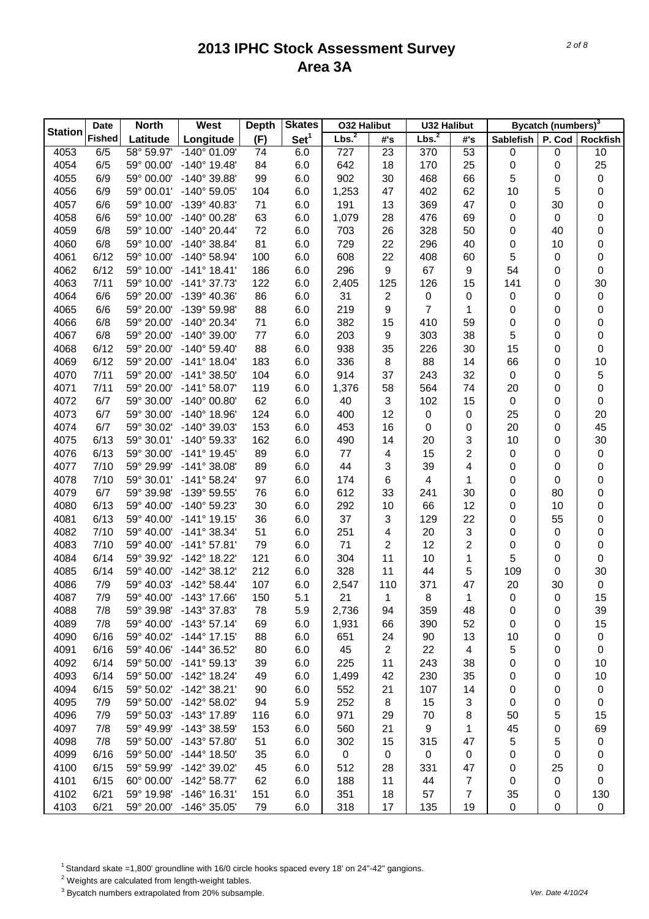# 2013 IPHC Stock Assessment Survey
## Area 3A

| Station | Date Fished | North Latitude | West Longitude | Depth (F) | Skates Set[1] | O32 Halibut | | U32 Halibut | | Bycatch (numbers)[3] | | |
|---|---|---|---|---|---|---|---|---|---|---|---|---|
| | | | | | | Lbs.[2] | #'s | Lbs.[2] | #'s | Sablefish | P. Cod | Rockfish |
| 4053 | 6/5 | 58° 59.97' | -140° 01.09' | 74 | 6.0 | 727 | 23 | 370 | 53 | 0 | 0 | 10 |
| 4054 | 6/5 | 59° 00.00' | -140° 19.48' | 84 | 6.0 | 642 | 18 | 170 | 25 | 0 | 0 | 25 |
| 4055 | 6/9 | 59° 00.00' | -140° 39.88' | 99 | 6.0 | 902 | 30 | 468 | 66 | 5 | 0 | 0 |
| 4056 | 6/9 | 59° 00.01' | -140° 59.05' | 104 | 6.0 | 1,253 | 47 | 402 | 62 | 10 | 5 | 0 |
| 4057 | 6/6 | 59° 10.00' | -139° 40.83' | 71 | 6.0 | 191 | 13 | 369 | 47 | 0 | 30 | 0 |
| 4058 | 6/6 | 59° 10.00' | -140° 00.28' | 63 | 6.0 | 1,079 | 28 | 476 | 69 | 0 | 0 | 0 |
| 4059 | 6/8 | 59° 10.00' | -140° 20.44' | 72 | 6.0 | 703 | 26 | 328 | 50 | 0 | 40 | 0 |
| 4060 | 6/8 | 59° 10.00' | -140° 38.84' | 81 | 6.0 | 729 | 22 | 296 | 40 | 0 | 10 | 0 |
| 4061 | 6/12 | 59° 10.00' | -140° 58.94' | 100 | 6.0 | 608 | 22 | 408 | 60 | 5 | 0 | 0 |
| 4062 | 6/12 | 59° 10.00' | -141° 18.41' | 186 | 6.0 | 296 | 9 | 67 | 9 | 54 | 0 | 0 |
| 4063 | 7/11 | 59° 10.00' | -141° 37.73' | 122 | 6.0 | 2,405 | 125 | 126 | 15 | 141 | 0 | 30 |
| 4064 | 6/6 | 59° 20.00' | -139° 40.36' | 86 | 6.0 | 31 | 2 | 0 | 0 | 0 | 0 | 0 |
| 4065 | 6/6 | 59° 20.00' | -139° 59.98' | 88 | 6.0 | 219 | 9 | 7 | 1 | 0 | 0 | 0 |
| 4066 | 6/8 | 59° 20.00' | -140° 20.34' | 71 | 6.0 | 382 | 15 | 410 | 59 | 0 | 0 | 0 |
| 4067 | 6/8 | 59° 20.00' | -140° 39.00' | 77 | 6.0 | 203 | 9 | 303 | 38 | 5 | 0 | 0 |
| 4068 | 6/12 | 59° 20.00' | -140° 59.40' | 88 | 6.0 | 938 | 35 | 226 | 30 | 15 | 0 | 0 |
| 4069 | 6/12 | 59° 20.00' | -141° 18.04' | 183 | 6.0 | 336 | 8 | 88 | 14 | 66 | 0 | 10 |
| 4070 | 7/11 | 59° 20.00' | -141° 38.50' | 104 | 6.0 | 914 | 37 | 243 | 32 | 0 | 0 | 5 |
| 4071 | 7/11 | 59° 20.00' | -141° 58.07' | 119 | 6.0 | 1,376 | 58 | 564 | 74 | 20 | 0 | 0 |
| 4072 | 6/7 | 59° 30.00' | -140° 00.80' | 62 | 6.0 | 40 | 3 | 102 | 15 | 0 | 0 | 0 |
| 4073 | 6/7 | 59° 30.00' | -140° 18.96' | 124 | 6.0 | 400 | 12 | 0 | 0 | 25 | 0 | 20 |
| 4074 | 6/7 | 59° 30.02' | -140° 39.03' | 153 | 6.0 | 453 | 16 | 0 | 0 | 20 | 0 | 45 |
| 4075 | 6/13 | 59° 30.01' | -140° 59.33' | 162 | 6.0 | 490 | 14 | 20 | 3 | 10 | 0 | 30 |
| 4076 | 6/13 | 59° 30.00' | -141° 19.45' | 89 | 6.0 | 77 | 4 | 15 | 2 | 0 | 0 | 0 |
| 4077 | 7/10 | 59° 29.99' | -141° 38.08' | 89 | 6.0 | 44 | 3 | 39 | 4 | 0 | 0 | 0 |
| 4078 | 7/10 | 59° 30.01' | -141° 58.24' | 97 | 6.0 | 174 | 6 | 4 | 1 | 0 | 0 | 0 |
| 4079 | 6/7 | 59° 39.98' | -139° 59.55' | 76 | 6.0 | 612 | 33 | 241 | 30 | 0 | 80 | 0 |
| 4080 | 6/13 | 59° 40.00' | -140° 59.23' | 30 | 6.0 | 292 | 10 | 66 | 12 | 0 | 10 | 0 |
| 4081 | 6/13 | 59° 40.00' | -141° 19.15' | 36 | 6.0 | 37 | 3 | 129 | 22 | 0 | 55 | 0 |
| 4082 | 7/10 | 59° 40.00' | -141° 38.34' | 51 | 6.0 | 251 | 4 | 20 | 3 | 0 | 0 | 0 |
| 4083 | 7/10 | 59° 40.00' | -141° 57.81' | 79 | 6.0 | 71 | 2 | 12 | 2 | 0 | 0 | 0 |
| 4084 | 6/14 | 59° 39.92' | -142° 18.22' | 121 | 6.0 | 304 | 11 | 10 | 1 | 5 | 0 | 0 |
| 4085 | 6/14 | 59° 40.00' | -142° 38.12' | 212 | 6.0 | 328 | 11 | 44 | 5 | 109 | 0 | 30 |
| 4086 | 7/9 | 59° 40.03' | -142° 58.44' | 107 | 6.0 | 2,547 | 110 | 371 | 47 | 20 | 30 | 0 |
| 4087 | 7/9 | 59° 40.00' | -143° 17.66' | 150 | 5.1 | 21 | 1 | 8 | 1 | 0 | 0 | 15 |
| 4088 | 7/8 | 59° 39.98' | -143° 37.83' | 78 | 5.9 | 2,736 | 94 | 359 | 48 | 0 | 0 | 39 |
| 4089 | 7/8 | 59° 40.00' | -143° 57.14' | 69 | 6.0 | 1,931 | 66 | 390 | 52 | 0 | 0 | 15 |
| 4090 | 6/16 | 59° 40.02' | -144° 17.15' | 88 | 6.0 | 651 | 24 | 90 | 13 | 10 | 0 | 0 |
| 4091 | 6/16 | 59° 40.06' | -144° 36.52' | 80 | 6.0 | 45 | 2 | 22 | 4 | 5 | 0 | 0 |
| 4092 | 6/14 | 59° 50.00' | -141° 59.13' | 39 | 6.0 | 225 | 11 | 243 | 38 | 0 | 0 | 10 |
| 4093 | 6/14 | 59° 50.00' | -142° 18.24' | 49 | 6.0 | 1,499 | 42 | 230 | 35 | 0 | 0 | 10 |
| 4094 | 6/15 | 59° 50.02' | -142° 38.21' | 90 | 6.0 | 552 | 21 | 107 | 14 | 0 | 0 | 0 |
| 4095 | 7/9 | 59° 50.00' | -142° 58.02' | 94 | 5.9 | 252 | 8 | 15 | 3 | 0 | 0 | 0 |
| 4096 | 7/9 | 59° 50.03' | -143° 17.89' | 116 | 6.0 | 971 | 29 | 70 | 8 | 50 | 5 | 15 |
| 4097 | 7/8 | 59° 49.99' | -143° 38.59' | 153 | 6.0 | 560 | 21 | 9 | 1 | 45 | 0 | 69 |
| 4098 | 7/8 | 59° 50.00' | -143° 57.80' | 51 | 6.0 | 302 | 15 | 315 | 47 | 5 | 5 | 0 |
| 4099 | 6/16 | 59° 50.00' | -144° 18.50' | 35 | 6.0 | 0 | 0 | 0 | 0 | 0 | 0 | 0 |
| 4100 | 6/15 | 59° 59.99' | -142° 39.02' | 45 | 6.0 | 512 | 28 | 331 | 47 | 0 | 25 | 0 |
| 4101 | 6/15 | 60° 00.00' | -142° 58.77' | 62 | 6.0 | 188 | 11 | 44 | 7 | 0 | 0 | 0 |
| 4102 | 6/21 | 59° 19.98' | -146° 16.31' | 151 | 6.0 | 351 | 18 | 57 | 7 | 35 | 0 | 130 |
| 4103 | 6/21 | 59° 20.00' | -146° 35.05' | 79 | 6.0 | 318 | 17 | 135 | 19 | 0 | 0 | 0 |

[1] Standard skate =1,800' groundline with 16/0 circle hooks spaced every 18' on 24"-42" gangions.

[2] Weights are calculated from length-weight tables.

[3] Bycatch numbers extrapolated from 20% subsample.

*Ver. Date 4/10/24*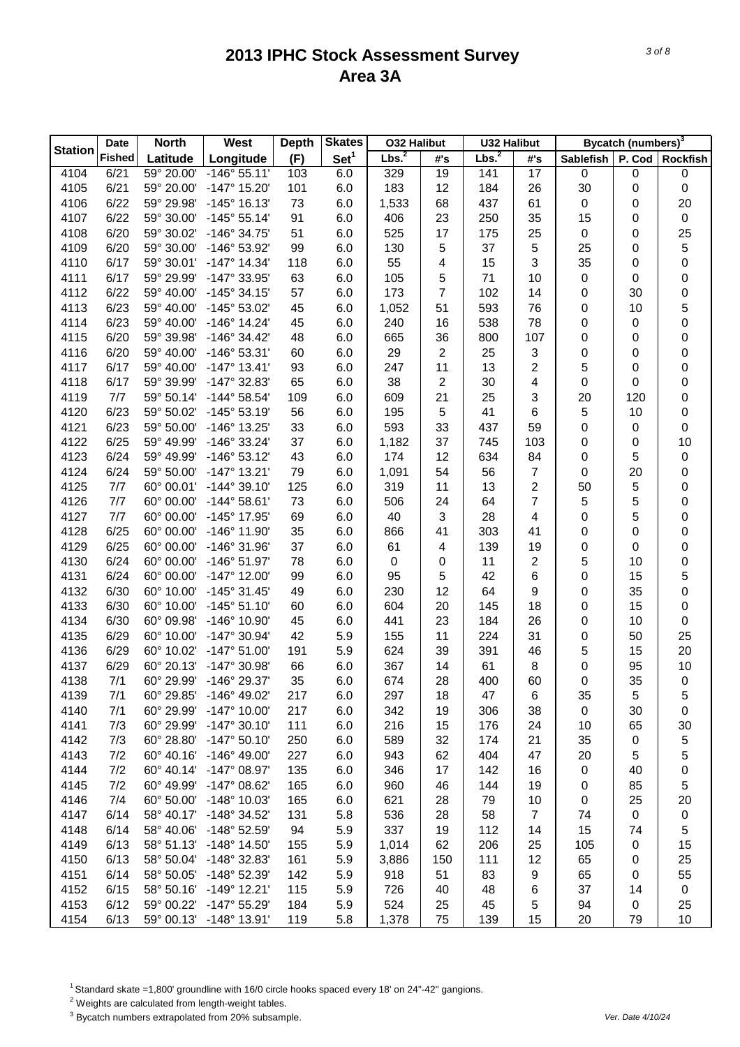# 2013 IPHC Stock Assessment Survey
# Area 3A

| Station | Date Fished | North Latitude | West Longitude | Depth (F) | Skates Set[1] | O32 Halibut Lbs.[2] | O32 Halibut #'s | U32 Halibut Lbs.[2] | U32 Halibut #'s | Bycatch (numbers)[3] Sablefish | P. Cod | Rockfish |
|---|---|---|---|---|---|---|---|---|---|---|---|---|
| 4104 | 6/21 | 59° 20.00' | -146° 55.11' | 103 | 6.0 | 329 | 19 | 141 | 17 | 0 | 0 | 0 |
| 4105 | 6/21 | 59° 20.00' | -147° 15.20' | 101 | 6.0 | 183 | 12 | 184 | 26 | 30 | 0 | 0 |
| 4106 | 6/22 | 59° 29.98' | -145° 16.13' | 73 | 6.0 | 1,533 | 68 | 437 | 61 | 0 | 0 | 20 |
| 4107 | 6/22 | 59° 30.00' | -145° 55.14' | 91 | 6.0 | 406 | 23 | 250 | 35 | 15 | 0 | 0 |
| 4108 | 6/20 | 59° 30.02' | -146° 34.75' | 51 | 6.0 | 525 | 17 | 175 | 25 | 0 | 0 | 25 |
| 4109 | 6/20 | 59° 30.00' | -146° 53.92' | 99 | 6.0 | 130 | 5 | 37 | 5 | 25 | 0 | 5 |
| 4110 | 6/17 | 59° 30.01' | -147° 14.34' | 118 | 6.0 | 55 | 4 | 15 | 3 | 35 | 0 | 0 |
| 4111 | 6/17 | 59° 29.99' | -147° 33.95' | 63 | 6.0 | 105 | 5 | 71 | 10 | 0 | 0 | 0 |
| 4112 | 6/22 | 59° 40.00' | -145° 34.15' | 57 | 6.0 | 173 | 7 | 102 | 14 | 0 | 30 | 0 |
| 4113 | 6/23 | 59° 40.00' | -145° 53.02' | 45 | 6.0 | 1,052 | 51 | 593 | 76 | 0 | 10 | 5 |
| 4114 | 6/23 | 59° 40.00' | -146° 14.24' | 45 | 6.0 | 240 | 16 | 538 | 78 | 0 | 0 | 0 |
| 4115 | 6/20 | 59° 39.98' | -146° 34.42' | 48 | 6.0 | 665 | 36 | 800 | 107 | 0 | 0 | 0 |
| 4116 | 6/20 | 59° 40.00' | -146° 53.31' | 60 | 6.0 | 29 | 2 | 25 | 3 | 0 | 0 | 0 |
| 4117 | 6/17 | 59° 40.00' | -147° 13.41' | 93 | 6.0 | 247 | 11 | 13 | 2 | 5 | 0 | 0 |
| 4118 | 6/17 | 59° 39.99' | -147° 32.83' | 65 | 6.0 | 38 | 2 | 30 | 4 | 0 | 0 | 0 |
| 4119 | 7/7 | 59° 50.14' | -144° 58.54' | 109 | 6.0 | 609 | 21 | 25 | 3 | 20 | 120 | 0 |
| 4120 | 6/23 | 59° 50.02' | -145° 53.19' | 56 | 6.0 | 195 | 5 | 41 | 6 | 5 | 10 | 0 |
| 4121 | 6/23 | 59° 50.00' | -146° 13.25' | 33 | 6.0 | 593 | 33 | 437 | 59 | 0 | 0 | 0 |
| 4122 | 6/25 | 59° 49.99' | -146° 33.24' | 37 | 6.0 | 1,182 | 37 | 745 | 103 | 0 | 0 | 10 |
| 4123 | 6/24 | 59° 49.99' | -146° 53.12' | 43 | 6.0 | 174 | 12 | 634 | 84 | 0 | 5 | 0 |
| 4124 | 6/24 | 59° 50.00' | -147° 13.21' | 79 | 6.0 | 1,091 | 54 | 56 | 7 | 0 | 20 | 0 |
| 4125 | 7/7 | 60° 00.01' | -144° 39.10' | 125 | 6.0 | 319 | 11 | 13 | 2 | 50 | 5 | 0 |
| 4126 | 7/7 | 60° 00.00' | -144° 58.61' | 73 | 6.0 | 506 | 24 | 64 | 7 | 5 | 5 | 0 |
| 4127 | 7/7 | 60° 00.00' | -145° 17.95' | 69 | 6.0 | 40 | 3 | 28 | 4 | 0 | 5 | 0 |
| 4128 | 6/25 | 60° 00.00' | -146° 11.90' | 35 | 6.0 | 866 | 41 | 303 | 41 | 0 | 0 | 0 |
| 4129 | 6/25 | 60° 00.00' | -146° 31.96' | 37 | 6.0 | 61 | 4 | 139 | 19 | 0 | 0 | 0 |
| 4130 | 6/24 | 60° 00.00' | -146° 51.97' | 78 | 6.0 | 0 | 0 | 11 | 2 | 5 | 10 | 0 |
| 4131 | 6/24 | 60° 00.00' | -147° 12.00' | 99 | 6.0 | 95 | 5 | 42 | 6 | 0 | 15 | 5 |
| 4132 | 6/30 | 60° 10.00' | -145° 31.45' | 49 | 6.0 | 230 | 12 | 64 | 9 | 0 | 35 | 0 |
| 4133 | 6/30 | 60° 10.00' | -145° 51.10' | 60 | 6.0 | 604 | 20 | 145 | 18 | 0 | 15 | 0 |
| 4134 | 6/30 | 60° 09.98' | -146° 10.90' | 45 | 6.0 | 441 | 23 | 184 | 26 | 0 | 10 | 0 |
| 4135 | 6/29 | 60° 10.00' | -147° 30.94' | 42 | 5.9 | 155 | 11 | 224 | 31 | 0 | 50 | 25 |
| 4136 | 6/29 | 60° 10.02' | -147° 51.00' | 191 | 5.9 | 624 | 39 | 391 | 46 | 5 | 15 | 20 |
| 4137 | 6/29 | 60° 20.13' | -147° 30.98' | 66 | 6.0 | 367 | 14 | 61 | 8 | 0 | 95 | 10 |
| 4138 | 7/1 | 60° 29.99' | -146° 29.37' | 35 | 6.0 | 674 | 28 | 400 | 60 | 0 | 35 | 0 |
| 4139 | 7/1 | 60° 29.85' | -146° 49.02' | 217 | 6.0 | 297 | 18 | 47 | 6 | 35 | 5 | 5 |
| 4140 | 7/1 | 60° 29.99' | -147° 10.00' | 217 | 6.0 | 342 | 19 | 306 | 38 | 0 | 30 | 0 |
| 4141 | 7/3 | 60° 29.99' | -147° 30.10' | 111 | 6.0 | 216 | 15 | 176 | 24 | 10 | 65 | 30 |
| 4142 | 7/3 | 60° 28.80' | -147° 50.10' | 250 | 6.0 | 589 | 32 | 174 | 21 | 35 | 0 | 5 |
| 4143 | 7/2 | 60° 40.16' | -146° 49.00' | 227 | 6.0 | 943 | 62 | 404 | 47 | 20 | 5 | 5 |
| 4144 | 7/2 | 60° 40.14' | -147° 08.97' | 135 | 6.0 | 346 | 17 | 142 | 16 | 0 | 40 | 0 |
| 4145 | 7/2 | 60° 49.99' | -147° 08.62' | 165 | 6.0 | 960 | 46 | 144 | 19 | 0 | 85 | 5 |
| 4146 | 7/4 | 60° 50.00' | -148° 10.03' | 165 | 6.0 | 621 | 28 | 79 | 10 | 0 | 25 | 20 |
| 4147 | 6/14 | 58° 40.17' | -148° 34.52' | 131 | 5.8 | 536 | 28 | 58 | 7 | 74 | 0 | 0 |
| 4148 | 6/14 | 58° 40.06' | -148° 52.59' | 94 | 5.9 | 337 | 19 | 112 | 14 | 15 | 74 | 5 |
| 4149 | 6/13 | 58° 51.13' | -148° 14.50' | 155 | 5.9 | 1,014 | 62 | 206 | 25 | 105 | 0 | 15 |
| 4150 | 6/13 | 58° 50.04' | -148° 32.83' | 161 | 5.9 | 3,886 | 150 | 111 | 12 | 65 | 0 | 25 |
| 4151 | 6/14 | 58° 50.05' | -148° 52.39' | 142 | 5.9 | 918 | 51 | 83 | 9 | 65 | 0 | 55 |
| 4152 | 6/15 | 58° 50.16' | -149° 12.21' | 115 | 5.9 | 726 | 40 | 48 | 6 | 37 | 14 | 0 |
| 4153 | 6/12 | 59° 00.22' | -147° 55.29' | 184 | 5.9 | 524 | 25 | 45 | 5 | 94 | 0 | 25 |
| 4154 | 6/13 | 59° 00.13' | -148° 13.91' | 119 | 5.8 | 1,378 | 75 | 139 | 15 | 20 | 79 | 10 |

[1] Standard skate =1,800' groundline with 16/0 circle hooks spaced every 18' on 24"-42" gangions.

[2] Weights are calculated from length-weight tables.

[3] Bycatch numbers extrapolated from 20% subsample.

Ver. Date 4/10/24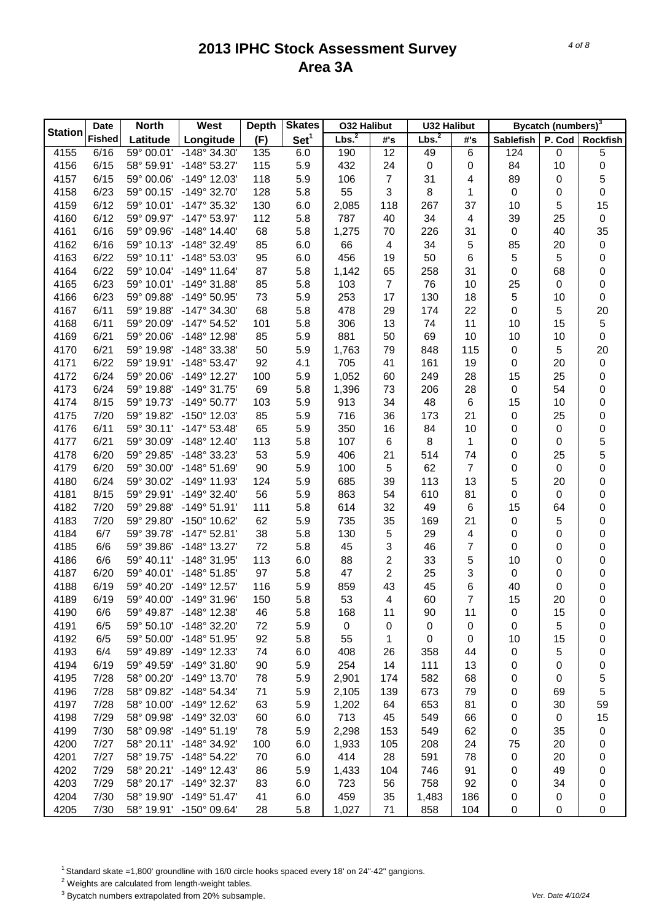# 2013 IPHC Stock Assessment Survey
## Area 3A

| Station | Date Fished | North Latitude | West Longitude | Depth (F) | Skates Set[1] | O32 Halibut | | U32 Halibut | | Bycatch (numbers)[3] | | |
|---|---|---|---|---|---|---|---|---|---|---|---|---|
| | | | | | | Lbs.[2] | #'s | Lbs.[2] | #'s | Sablefish | P. Cod | Rockfish |
| 4155 | 6/16 | 59° 00.01' | -148° 34.30' | 135 | 6.0 | 190 | 12 | 49 | 6 | 124 | 0 | 5 |
| 4156 | 6/15 | 58° 59.91' | -148° 53.27' | 115 | 5.9 | 432 | 24 | 0 | 0 | 84 | 10 | 0 |
| 4157 | 6/15 | 59° 00.06' | -149° 12.03' | 118 | 5.9 | 106 | 7 | 31 | 4 | 89 | 0 | 5 |
| 4158 | 6/23 | 59° 00.15' | -149° 32.70' | 128 | 5.8 | 55 | 3 | 8 | 1 | 0 | 0 | 0 |
| 4159 | 6/12 | 59° 10.01' | -147° 35.32' | 130 | 6.0 | 2,085 | 118 | 267 | 37 | 10 | 5 | 15 |
| 4160 | 6/12 | 59° 09.97' | -147° 53.97' | 112 | 5.8 | 787 | 40 | 34 | 4 | 39 | 25 | 0 |
| 4161 | 6/16 | 59° 09.96' | -148° 14.40' | 68 | 5.8 | 1,275 | 70 | 226 | 31 | 0 | 40 | 35 |
| 4162 | 6/16 | 59° 10.13' | -148° 32.49' | 85 | 6.0 | 66 | 4 | 34 | 5 | 85 | 20 | 0 |
| 4163 | 6/22 | 59° 10.11' | -148° 53.03' | 95 | 6.0 | 456 | 19 | 50 | 6 | 5 | 5 | 0 |
| 4164 | 6/22 | 59° 10.04' | -149° 11.64' | 87 | 5.8 | 1,142 | 65 | 258 | 31 | 0 | 68 | 0 |
| 4165 | 6/23 | 59° 10.01' | -149° 31.88' | 85 | 5.8 | 103 | 7 | 76 | 10 | 25 | 0 | 0 |
| 4166 | 6/23 | 59° 09.88' | -149° 50.95' | 73 | 5.9 | 253 | 17 | 130 | 18 | 5 | 10 | 0 |
| 4167 | 6/11 | 59° 19.88' | -147° 34.30' | 68 | 5.8 | 478 | 29 | 174 | 22 | 0 | 5 | 20 |
| 4168 | 6/11 | 59° 20.09' | -147° 54.52' | 101 | 5.8 | 306 | 13 | 74 | 11 | 10 | 15 | 5 |
| 4169 | 6/21 | 59° 20.06' | -148° 12.98' | 85 | 5.9 | 881 | 50 | 69 | 10 | 10 | 10 | 0 |
| 4170 | 6/21 | 59° 19.98' | -148° 33.38' | 50 | 5.9 | 1,763 | 79 | 848 | 115 | 0 | 5 | 20 |
| 4171 | 6/22 | 59° 19.91' | -148° 53.47' | 92 | 4.1 | 705 | 41 | 161 | 19 | 0 | 20 | 0 |
| 4172 | 6/24 | 59° 20.06' | -149° 12.27' | 100 | 5.9 | 1,052 | 60 | 249 | 28 | 15 | 25 | 0 |
| 4173 | 6/24 | 59° 19.88' | -149° 31.75' | 69 | 5.8 | 1,396 | 73 | 206 | 28 | 0 | 54 | 0 |
| 4174 | 8/15 | 59° 19.73' | -149° 50.77' | 103 | 5.9 | 913 | 34 | 48 | 6 | 15 | 10 | 0 |
| 4175 | 7/20 | 59° 19.82' | -150° 12.03' | 85 | 5.9 | 716 | 36 | 173 | 21 | 0 | 25 | 0 |
| 4176 | 6/11 | 59° 30.11' | -147° 53.48' | 65 | 5.9 | 350 | 16 | 84 | 10 | 0 | 0 | 0 |
| 4177 | 6/21 | 59° 30.09' | -148° 12.40' | 113 | 5.8 | 107 | 6 | 8 | 1 | 0 | 0 | 5 |
| 4178 | 6/20 | 59° 29.85' | -148° 33.23' | 53 | 5.9 | 406 | 21 | 514 | 74 | 0 | 25 | 5 |
| 4179 | 6/20 | 59° 30.00' | -148° 51.69' | 90 | 5.9 | 100 | 5 | 62 | 7 | 0 | 0 | 0 |
| 4180 | 6/24 | 59° 30.02' | -149° 11.93' | 124 | 5.9 | 685 | 39 | 113 | 13 | 5 | 20 | 0 |
| 4181 | 8/15 | 59° 29.91' | -149° 32.40' | 56 | 5.9 | 863 | 54 | 610 | 81 | 0 | 0 | 0 |
| 4182 | 7/20 | 59° 29.88' | -149° 51.91' | 111 | 5.8 | 614 | 32 | 49 | 6 | 15 | 64 | 0 |
| 4183 | 7/20 | 59° 29.80' | -150° 10.62' | 62 | 5.9 | 735 | 35 | 169 | 21 | 0 | 5 | 0 |
| 4184 | 6/7 | 59° 39.78' | -147° 52.81' | 38 | 5.8 | 130 | 5 | 29 | 4 | 0 | 0 | 0 |
| 4185 | 6/6 | 59° 39.86' | -148° 13.27' | 72 | 5.8 | 45 | 3 | 46 | 7 | 0 | 0 | 0 |
| 4186 | 6/6 | 59° 40.11' | -148° 31.95' | 113 | 6.0 | 88 | 2 | 33 | 5 | 10 | 0 | 0 |
| 4187 | 6/20 | 59° 40.01' | -148° 51.85' | 97 | 5.8 | 47 | 2 | 25 | 3 | 0 | 0 | 0 |
| 4188 | 6/19 | 59° 40.20' | -149° 12.57' | 116 | 5.9 | 859 | 43 | 45 | 6 | 40 | 0 | 0 |
| 4189 | 6/19 | 59° 40.00' | -149° 31.96' | 150 | 5.8 | 53 | 4 | 60 | 7 | 15 | 20 | 0 |
| 4190 | 6/6 | 59° 49.87' | -148° 12.38' | 46 | 5.8 | 168 | 11 | 90 | 11 | 0 | 15 | 0 |
| 4191 | 6/5 | 59° 50.10' | -148° 32.20' | 72 | 5.9 | 0 | 0 | 0 | 0 | 0 | 5 | 0 |
| 4192 | 6/5 | 59° 50.00' | -148° 51.95' | 92 | 5.8 | 55 | 1 | 0 | 0 | 10 | 15 | 0 |
| 4193 | 6/4 | 59° 49.89' | -149° 12.33' | 74 | 6.0 | 408 | 26 | 358 | 44 | 0 | 5 | 0 |
| 4194 | 6/19 | 59° 49.59' | -149° 31.80' | 90 | 5.9 | 254 | 14 | 111 | 13 | 0 | 0 | 0 |
| 4195 | 7/28 | 58° 00.20' | -149° 13.70' | 78 | 5.9 | 2,901 | 174 | 582 | 68 | 0 | 0 | 5 |
| 4196 | 7/28 | 58° 09.82' | -148° 54.34' | 71 | 5.9 | 2,105 | 139 | 673 | 79 | 0 | 69 | 5 |
| 4197 | 7/28 | 58° 10.00' | -149° 12.62' | 63 | 5.9 | 1,202 | 64 | 653 | 81 | 0 | 30 | 59 |
| 4198 | 7/29 | 58° 09.98' | -149° 32.03' | 60 | 6.0 | 713 | 45 | 549 | 66 | 0 | 0 | 15 |
| 4199 | 7/30 | 58° 09.98' | -149° 51.19' | 78 | 5.9 | 2,298 | 153 | 549 | 62 | 0 | 35 | 0 |
| 4200 | 7/27 | 58° 20.11' | -148° 34.92' | 100 | 6.0 | 1,933 | 105 | 208 | 24 | 75 | 20 | 0 |
| 4201 | 7/27 | 58° 19.75' | -148° 54.22' | 70 | 6.0 | 414 | 28 | 591 | 78 | 0 | 20 | 0 |
| 4202 | 7/29 | 58° 20.21' | -149° 12.43' | 86 | 5.9 | 1,433 | 104 | 746 | 91 | 0 | 49 | 0 |
| 4203 | 7/29 | 58° 20.17' | -149° 32.37' | 83 | 6.0 | 723 | 56 | 758 | 92 | 0 | 34 | 0 |
| 4204 | 7/30 | 58° 19.90' | -149° 51.47' | 41 | 6.0 | 459 | 35 | 1,483 | 186 | 0 | 0 | 0 |
| 4205 | 7/30 | 58° 19.91' | -150° 09.64' | 28 | 5.8 | 1,027 | 71 | 858 | 104 | 0 | 0 | 0 |

[1] Standard skate =1,800' groundline with 16/0 circle hooks spaced every 18' on 24"-42" gangions.

[2] Weights are calculated from length-weight tables.

[3] Bycatch numbers extrapolated from 20% subsample.

*Ver. Date 4/10/24*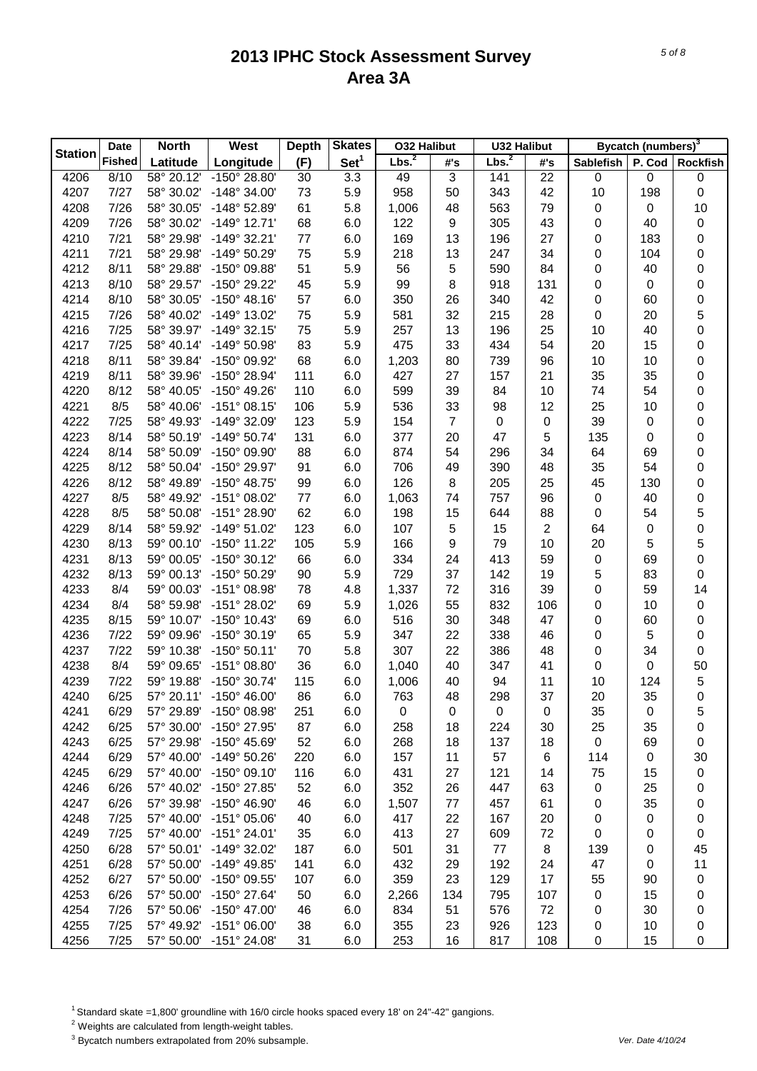# 2013 IPHC Stock Assessment Survey
## Area 3A

| Station | Date Fished | North Latitude | West Longitude | Depth (F) | Skates Set[1] | O32 Halibut Lbs.[2] | O32 Halibut #'s | U32 Halibut Lbs.[2] | U32 Halibut #'s | Bycatch (numbers)[3] Sablefish | P. Cod | Rockfish |
|---|---|---|---|---|---|---|---|---|---|---|---|---|
| 4206 | 8/10 | 58° 20.12' | -150° 28.80' | 30 | 3.3 | 49 | 3 | 141 | 22 | 0 | 0 | 0 |
| 4207 | 7/27 | 58° 30.02' | -148° 34.00' | 73 | 5.9 | 958 | 50 | 343 | 42 | 10 | 198 | 0 |
| 4208 | 7/26 | 58° 30.05' | -148° 52.89' | 61 | 5.8 | 1,006 | 48 | 563 | 79 | 0 | 0 | 10 |
| 4209 | 7/26 | 58° 30.02' | -149° 12.71' | 68 | 6.0 | 122 | 9 | 305 | 43 | 0 | 40 | 0 |
| 4210 | 7/21 | 58° 29.98' | -149° 32.21' | 77 | 6.0 | 169 | 13 | 196 | 27 | 0 | 183 | 0 |
| 4211 | 7/21 | 58° 29.98' | -149° 50.29' | 75 | 5.9 | 218 | 13 | 247 | 34 | 0 | 104 | 0 |
| 4212 | 8/11 | 58° 29.88' | -150° 09.88' | 51 | 5.9 | 56 | 5 | 590 | 84 | 0 | 40 | 0 |
| 4213 | 8/10 | 58° 29.57' | -150° 29.22' | 45 | 5.9 | 99 | 8 | 918 | 131 | 0 | 0 | 0 |
| 4214 | 8/10 | 58° 30.05' | -150° 48.16' | 57 | 6.0 | 350 | 26 | 340 | 42 | 0 | 60 | 0 |
| 4215 | 7/26 | 58° 40.02' | -149° 13.02' | 75 | 5.9 | 581 | 32 | 215 | 28 | 0 | 20 | 5 |
| 4216 | 7/25 | 58° 39.97' | -149° 32.15' | 75 | 5.9 | 257 | 13 | 196 | 25 | 10 | 40 | 0 |
| 4217 | 7/25 | 58° 40.14' | -149° 50.98' | 83 | 5.9 | 475 | 33 | 434 | 54 | 20 | 15 | 0 |
| 4218 | 8/11 | 58° 39.84' | -150° 09.92' | 68 | 6.0 | 1,203 | 80 | 739 | 96 | 10 | 10 | 0 |
| 4219 | 8/11 | 58° 39.96' | -150° 28.94' | 111 | 6.0 | 427 | 27 | 157 | 21 | 35 | 35 | 0 |
| 4220 | 8/12 | 58° 40.05' | -150° 49.26' | 110 | 6.0 | 599 | 39 | 84 | 10 | 74 | 54 | 0 |
| 4221 | 8/5 | 58° 40.06' | -151° 08.15' | 106 | 5.9 | 536 | 33 | 98 | 12 | 25 | 10 | 0 |
| 4222 | 7/25 | 58° 49.93' | -149° 32.09' | 123 | 5.9 | 154 | 7 | 0 | 0 | 39 | 0 | 0 |
| 4223 | 8/14 | 58° 50.19' | -149° 50.74' | 131 | 6.0 | 377 | 20 | 47 | 5 | 135 | 0 | 0 |
| 4224 | 8/14 | 58° 50.09' | -150° 09.90' | 88 | 6.0 | 874 | 54 | 296 | 34 | 64 | 69 | 0 |
| 4225 | 8/12 | 58° 50.04' | -150° 29.97' | 91 | 6.0 | 706 | 49 | 390 | 48 | 35 | 54 | 0 |
| 4226 | 8/12 | 58° 49.89' | -150° 48.75' | 99 | 6.0 | 126 | 8 | 205 | 25 | 45 | 130 | 0 |
| 4227 | 8/5 | 58° 49.92' | -151° 08.02' | 77 | 6.0 | 1,063 | 74 | 757 | 96 | 0 | 40 | 0 |
| 4228 | 8/5 | 58° 50.08' | -151° 28.90' | 62 | 6.0 | 198 | 15 | 644 | 88 | 0 | 54 | 5 |
| 4229 | 8/14 | 58° 59.92' | -149° 51.02' | 123 | 6.0 | 107 | 5 | 15 | 2 | 64 | 0 | 0 |
| 4230 | 8/13 | 59° 00.10' | -150° 11.22' | 105 | 5.9 | 166 | 9 | 79 | 10 | 20 | 5 | 5 |
| 4231 | 8/13 | 59° 00.05' | -150° 30.12' | 66 | 6.0 | 334 | 24 | 413 | 59 | 0 | 69 | 0 |
| 4232 | 8/13 | 59° 00.13' | -150° 50.29' | 90 | 5.9 | 729 | 37 | 142 | 19 | 5 | 83 | 0 |
| 4233 | 8/4 | 59° 00.03' | -151° 08.98' | 78 | 4.8 | 1,337 | 72 | 316 | 39 | 0 | 59 | 14 |
| 4234 | 8/4 | 58° 59.98' | -151° 28.02' | 69 | 5.9 | 1,026 | 55 | 832 | 106 | 0 | 10 | 0 |
| 4235 | 8/15 | 59° 10.07' | -150° 10.43' | 69 | 6.0 | 516 | 30 | 348 | 47 | 0 | 60 | 0 |
| 4236 | 7/22 | 59° 09.96' | -150° 30.19' | 65 | 5.9 | 347 | 22 | 338 | 46 | 0 | 5 | 0 |
| 4237 | 7/22 | 59° 10.38' | -150° 50.11' | 70 | 5.8 | 307 | 22 | 386 | 48 | 0 | 34 | 0 |
| 4238 | 8/4 | 59° 09.65' | -151° 08.80' | 36 | 6.0 | 1,040 | 40 | 347 | 41 | 0 | 0 | 50 |
| 4239 | 7/22 | 59° 19.88' | -150° 30.74' | 115 | 6.0 | 1,006 | 40 | 94 | 11 | 10 | 124 | 5 |
| 4240 | 6/25 | 57° 20.11' | -150° 46.00' | 86 | 6.0 | 763 | 48 | 298 | 37 | 20 | 35 | 0 |
| 4241 | 6/29 | 57° 29.89' | -150° 08.98' | 251 | 6.0 | 0 | 0 | 0 | 0 | 35 | 0 | 5 |
| 4242 | 6/25 | 57° 30.00' | -150° 27.95' | 87 | 6.0 | 258 | 18 | 224 | 30 | 25 | 35 | 0 |
| 4243 | 6/25 | 57° 29.98' | -150° 45.69' | 52 | 6.0 | 268 | 18 | 137 | 18 | 0 | 69 | 0 |
| 4244 | 6/29 | 57° 40.00' | -149° 50.26' | 220 | 6.0 | 157 | 11 | 57 | 6 | 114 | 0 | 30 |
| 4245 | 6/29 | 57° 40.00' | -150° 09.10' | 116 | 6.0 | 431 | 27 | 121 | 14 | 75 | 15 | 0 |
| 4246 | 6/26 | 57° 40.02' | -150° 27.85' | 52 | 6.0 | 352 | 26 | 447 | 63 | 0 | 25 | 0 |
| 4247 | 6/26 | 57° 39.98' | -150° 46.90' | 46 | 6.0 | 1,507 | 77 | 457 | 61 | 0 | 35 | 0 |
| 4248 | 7/25 | 57° 40.00' | -151° 05.06' | 40 | 6.0 | 417 | 22 | 167 | 20 | 0 | 0 | 0 |
| 4249 | 7/25 | 57° 40.00' | -151° 24.01' | 35 | 6.0 | 413 | 27 | 609 | 72 | 0 | 0 | 0 |
| 4250 | 6/28 | 57° 50.01' | -149° 32.02' | 187 | 6.0 | 501 | 31 | 77 | 8 | 139 | 0 | 45 |
| 4251 | 6/28 | 57° 50.00' | -149° 49.85' | 141 | 6.0 | 432 | 29 | 192 | 24 | 47 | 0 | 11 |
| 4252 | 6/27 | 57° 50.00' | -150° 09.55' | 107 | 6.0 | 359 | 23 | 129 | 17 | 55 | 90 | 0 |
| 4253 | 6/26 | 57° 50.00' | -150° 27.64' | 50 | 6.0 | 2,266 | 134 | 795 | 107 | 0 | 15 | 0 |
| 4254 | 7/26 | 57° 50.06' | -150° 47.00' | 46 | 6.0 | 834 | 51 | 576 | 72 | 0 | 30 | 0 |
| 4255 | 7/25 | 57° 49.92' | -151° 06.00' | 38 | 6.0 | 355 | 23 | 926 | 123 | 0 | 10 | 0 |
| 4256 | 7/25 | 57° 50.00' | -151° 24.08' | 31 | 6.0 | 253 | 16 | 817 | 108 | 0 | 15 | 0 |

[1] Standard skate =1,800' groundline with 16/0 circle hooks spaced every 18' on 24"-42" gangions.

[2] Weights are calculated from length-weight tables.

[3] Bycatch numbers extrapolated from 20% subsample.

*Ver. Date 4/10/24*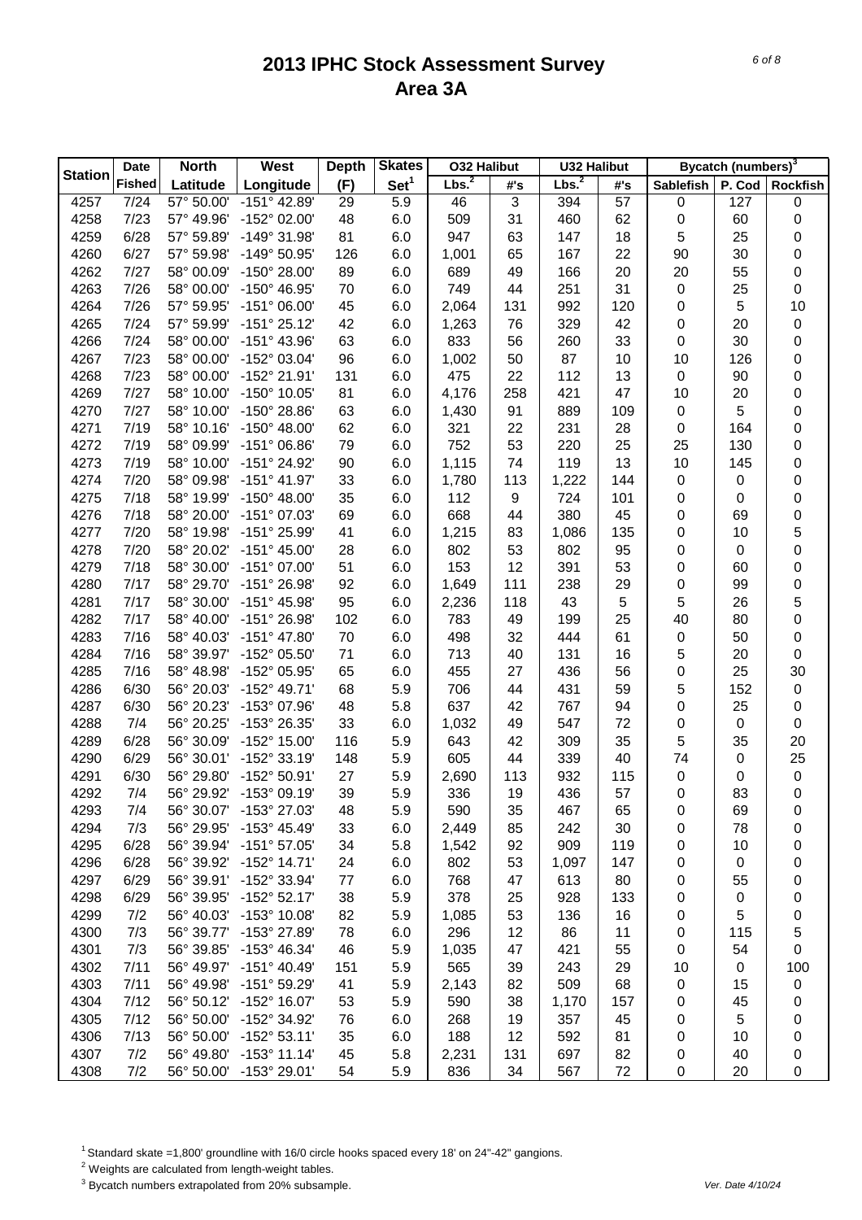# 2013 IPHC Stock Assessment Survey
## Area 3A

| Station | Date Fished | North Latitude | West Longitude | Depth (F) | Skates Set[1] | O32 Halibut | | U32 Halibut | | Bycatch (numbers)[3] | | |
|---|---|---|---|---|---|---|---|---|---|---|---|---|
| | | | | | | Lbs.[2] | #'s | Lbs.[2] | #'s | Sablefish | P. Cod | Rockfish |
| 4257 | 7/24 | 57° 50.00' | -151° 42.89' | 29 | 5.9 | 46 | 3 | 394 | 57 | 0 | 127 | 0 |
| 4258 | 7/23 | 57° 49.96' | -152° 02.00' | 48 | 6.0 | 509 | 31 | 460 | 62 | 0 | 60 | 0 |
| 4259 | 6/28 | 57° 59.89' | -149° 31.98' | 81 | 6.0 | 947 | 63 | 147 | 18 | 5 | 25 | 0 |
| 4260 | 6/27 | 57° 59.98' | -149° 50.95' | 126 | 6.0 | 1,001 | 65 | 167 | 22 | 90 | 30 | 0 |
| 4262 | 7/27 | 58° 00.09' | -150° 28.00' | 89 | 6.0 | 689 | 49 | 166 | 20 | 20 | 55 | 0 |
| 4263 | 7/26 | 58° 00.00' | -150° 46.95' | 70 | 6.0 | 749 | 44 | 251 | 31 | 0 | 25 | 0 |
| 4264 | 7/26 | 57° 59.95' | -151° 06.00' | 45 | 6.0 | 2,064 | 131 | 992 | 120 | 0 | 5 | 10 |
| 4265 | 7/24 | 57° 59.99' | -151° 25.12' | 42 | 6.0 | 1,263 | 76 | 329 | 42 | 0 | 20 | 0 |
| 4266 | 7/24 | 58° 00.00' | -151° 43.96' | 63 | 6.0 | 833 | 56 | 260 | 33 | 0 | 30 | 0 |
| 4267 | 7/23 | 58° 00.00' | -152° 03.04' | 96 | 6.0 | 1,002 | 50 | 87 | 10 | 10 | 126 | 0 |
| 4268 | 7/23 | 58° 00.00' | -152° 21.91' | 131 | 6.0 | 475 | 22 | 112 | 13 | 0 | 90 | 0 |
| 4269 | 7/27 | 58° 10.00' | -150° 10.05' | 81 | 6.0 | 4,176 | 258 | 421 | 47 | 10 | 20 | 0 |
| 4270 | 7/27 | 58° 10.00' | -150° 28.86' | 63 | 6.0 | 1,430 | 91 | 889 | 109 | 0 | 5 | 0 |
| 4271 | 7/19 | 58° 10.16' | -150° 48.00' | 62 | 6.0 | 321 | 22 | 231 | 28 | 0 | 164 | 0 |
| 4272 | 7/19 | 58° 09.99' | -151° 06.86' | 79 | 6.0 | 752 | 53 | 220 | 25 | 25 | 130 | 0 |
| 4273 | 7/19 | 58° 10.00' | -151° 24.92' | 90 | 6.0 | 1,115 | 74 | 119 | 13 | 10 | 145 | 0 |
| 4274 | 7/20 | 58° 09.98' | -151° 41.97' | 33 | 6.0 | 1,780 | 113 | 1,222 | 144 | 0 | 0 | 0 |
| 4275 | 7/18 | 58° 19.99' | -150° 48.00' | 35 | 6.0 | 112 | 9 | 724 | 101 | 0 | 0 | 0 |
| 4276 | 7/18 | 58° 20.00' | -151° 07.03' | 69 | 6.0 | 668 | 44 | 380 | 45 | 0 | 69 | 0 |
| 4277 | 7/20 | 58° 19.98' | -151° 25.99' | 41 | 6.0 | 1,215 | 83 | 1,086 | 135 | 0 | 10 | 5 |
| 4278 | 7/20 | 58° 20.02' | -151° 45.00' | 28 | 6.0 | 802 | 53 | 802 | 95 | 0 | 0 | 0 |
| 4279 | 7/18 | 58° 30.00' | -151° 07.00' | 51 | 6.0 | 153 | 12 | 391 | 53 | 0 | 60 | 0 |
| 4280 | 7/17 | 58° 29.70' | -151° 26.98' | 92 | 6.0 | 1,649 | 111 | 238 | 29 | 0 | 99 | 0 |
| 4281 | 7/17 | 58° 30.00' | -151° 45.98' | 95 | 6.0 | 2,236 | 118 | 43 | 5 | 5 | 26 | 5 |
| 4282 | 7/17 | 58° 40.00' | -151° 26.98' | 102 | 6.0 | 783 | 49 | 199 | 25 | 40 | 80 | 0 |
| 4283 | 7/16 | 58° 40.03' | -151° 47.80' | 70 | 6.0 | 498 | 32 | 444 | 61 | 0 | 50 | 0 |
| 4284 | 7/16 | 58° 39.97' | -152° 05.50' | 71 | 6.0 | 713 | 40 | 131 | 16 | 5 | 20 | 0 |
| 4285 | 7/16 | 58° 48.98' | -152° 05.95' | 65 | 6.0 | 455 | 27 | 436 | 56 | 0 | 25 | 30 |
| 4286 | 6/30 | 56° 20.03' | -152° 49.71' | 68 | 5.9 | 706 | 44 | 431 | 59 | 5 | 152 | 0 |
| 4287 | 6/30 | 56° 20.23' | -153° 07.96' | 48 | 5.8 | 637 | 42 | 767 | 94 | 0 | 25 | 0 |
| 4288 | 7/4 | 56° 20.25' | -153° 26.35' | 33 | 6.0 | 1,032 | 49 | 547 | 72 | 0 | 0 | 0 |
| 4289 | 6/28 | 56° 30.09' | -152° 15.00' | 116 | 5.9 | 643 | 42 | 309 | 35 | 5 | 35 | 20 |
| 4290 | 6/29 | 56° 30.01' | -152° 33.19' | 148 | 5.9 | 605 | 44 | 339 | 40 | 74 | 0 | 25 |
| 4291 | 6/30 | 56° 29.80' | -152° 50.91' | 27 | 5.9 | 2,690 | 113 | 932 | 115 | 0 | 0 | 0 |
| 4292 | 7/4 | 56° 29.92' | -153° 09.19' | 39 | 5.9 | 336 | 19 | 436 | 57 | 0 | 83 | 0 |
| 4293 | 7/4 | 56° 30.07' | -153° 27.03' | 48 | 5.9 | 590 | 35 | 467 | 65 | 0 | 69 | 0 |
| 4294 | 7/3 | 56° 29.95' | -153° 45.49' | 33 | 6.0 | 2,449 | 85 | 242 | 30 | 0 | 78 | 0 |
| 4295 | 6/28 | 56° 39.94' | -151° 57.05' | 34 | 5.8 | 1,542 | 92 | 909 | 119 | 0 | 10 | 0 |
| 4296 | 6/28 | 56° 39.92' | -152° 14.71' | 24 | 6.0 | 802 | 53 | 1,097 | 147 | 0 | 0 | 0 |
| 4297 | 6/29 | 56° 39.91' | -152° 33.94' | 77 | 6.0 | 768 | 47 | 613 | 80 | 0 | 55 | 0 |
| 4298 | 6/29 | 56° 39.95' | -152° 52.17' | 38 | 5.9 | 378 | 25 | 928 | 133 | 0 | 0 | 0 |
| 4299 | 7/2 | 56° 40.03' | -153° 10.08' | 82 | 5.9 | 1,085 | 53 | 136 | 16 | 0 | 5 | 0 |
| 4300 | 7/3 | 56° 39.77' | -153° 27.89' | 78 | 6.0 | 296 | 12 | 86 | 11 | 0 | 115 | 5 |
| 4301 | 7/3 | 56° 39.85' | -153° 46.34' | 46 | 5.9 | 1,035 | 47 | 421 | 55 | 0 | 54 | 0 |
| 4302 | 7/11 | 56° 49.97' | -151° 40.49' | 151 | 5.9 | 565 | 39 | 243 | 29 | 10 | 0 | 100 |
| 4303 | 7/11 | 56° 49.98' | -151° 59.29' | 41 | 5.9 | 2,143 | 82 | 509 | 68 | 0 | 15 | 0 |
| 4304 | 7/12 | 56° 50.12' | -152° 16.07' | 53 | 5.9 | 590 | 38 | 1,170 | 157 | 0 | 45 | 0 |
| 4305 | 7/12 | 56° 50.00' | -152° 34.92' | 76 | 6.0 | 268 | 19 | 357 | 45 | 0 | 5 | 0 |
| 4306 | 7/13 | 56° 50.00' | -152° 53.11' | 35 | 6.0 | 188 | 12 | 592 | 81 | 0 | 10 | 0 |
| 4307 | 7/2 | 56° 49.80' | -153° 11.14' | 45 | 5.8 | 2,231 | 131 | 697 | 82 | 0 | 40 | 0 |
| 4308 | 7/2 | 56° 50.00' | -153° 29.01' | 54 | 5.9 | 836 | 34 | 567 | 72 | 0 | 20 | 0 |

[1] Standard skate =1,800' groundline with 16/0 circle hooks spaced every 18' on 24"-42" gangions.

[2] Weights are calculated from length-weight tables.

[3] Bycatch numbers extrapolated from 20% subsample.

Ver. Date 4/10/24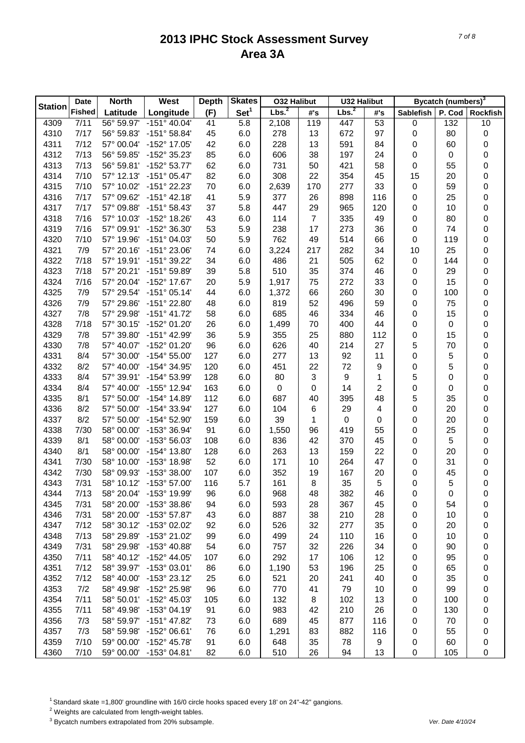# 2013 IPHC Stock Assessment Survey
## Area 3A

| Station | Date Fished | North Latitude | West Longitude | Depth (F) | Skates Set[1] | O32 Halibut Lbs.[2] | O32 Halibut #'s | U32 Halibut Lbs.[2] | U32 Halibut #'s | Bycatch (numbers)[3] Sablefish | P. Cod | Rockfish |
|---|---|---|---|---|---|---|---|---|---|---|---|---|
| 4309 | 7/11 | 56° 59.97' | -151° 40.04' | 41 | 5.8 | 2,108 | 119 | 447 | 53 | 0 | 132 | 10 |
| 4310 | 7/17 | 56° 59.83' | -151° 58.84' | 45 | 6.0 | 278 | 13 | 672 | 97 | 0 | 80 | 0 |
| 4311 | 7/12 | 57° 00.04' | -152° 17.05' | 42 | 6.0 | 228 | 13 | 591 | 84 | 0 | 60 | 0 |
| 4312 | 7/13 | 56° 59.85' | -152° 35.23' | 85 | 6.0 | 606 | 38 | 197 | 24 | 0 | 0 | 0 |
| 4313 | 7/13 | 56° 59.81' | -152° 53.77' | 62 | 6.0 | 731 | 50 | 421 | 58 | 0 | 55 | 0 |
| 4314 | 7/10 | 57° 12.13' | -151° 05.47' | 82 | 6.0 | 308 | 22 | 354 | 45 | 15 | 20 | 0 |
| 4315 | 7/10 | 57° 10.02' | -151° 22.23' | 70 | 6.0 | 2,639 | 170 | 277 | 33 | 0 | 59 | 0 |
| 4316 | 7/17 | 57° 09.62' | -151° 42.18' | 41 | 5.9 | 377 | 26 | 898 | 116 | 0 | 25 | 0 |
| 4317 | 7/17 | 57° 09.88' | -151° 58.43' | 37 | 5.8 | 447 | 29 | 965 | 120 | 0 | 10 | 0 |
| 4318 | 7/16 | 57° 10.03' | -152° 18.26' | 43 | 6.0 | 114 | 7 | 335 | 49 | 0 | 80 | 0 |
| 4319 | 7/16 | 57° 09.91' | -152° 36.30' | 53 | 5.9 | 238 | 17 | 273 | 36 | 0 | 74 | 0 |
| 4320 | 7/10 | 57° 19.96' | -151° 04.03' | 50 | 5.9 | 762 | 49 | 514 | 66 | 0 | 119 | 0 |
| 4321 | 7/9 | 57° 20.16' | -151° 23.06' | 74 | 6.0 | 3,224 | 217 | 282 | 34 | 10 | 25 | 0 |
| 4322 | 7/18 | 57° 19.91' | -151° 39.22' | 34 | 6.0 | 486 | 21 | 505 | 62 | 0 | 144 | 0 |
| 4323 | 7/18 | 57° 20.21' | -151° 59.89' | 39 | 5.8 | 510 | 35 | 374 | 46 | 0 | 29 | 0 |
| 4324 | 7/16 | 57° 20.04' | -152° 17.67' | 20 | 5.9 | 1,917 | 75 | 272 | 33 | 0 | 15 | 0 |
| 4325 | 7/9 | 57° 29.54' | -151° 05.14' | 44 | 6.0 | 1,372 | 66 | 260 | 30 | 0 | 100 | 0 |
| 4326 | 7/9 | 57° 29.86' | -151° 22.80' | 48 | 6.0 | 819 | 52 | 496 | 59 | 0 | 75 | 0 |
| 4327 | 7/8 | 57° 29.98' | -151° 41.72' | 58 | 6.0 | 685 | 46 | 334 | 46 | 0 | 15 | 0 |
| 4328 | 7/18 | 57° 30.15' | -152° 01.20' | 26 | 6.0 | 1,499 | 70 | 400 | 44 | 0 | 0 | 0 |
| 4329 | 7/8 | 57° 39.80' | -151° 42.99' | 36 | 5.9 | 355 | 25 | 880 | 112 | 0 | 15 | 0 |
| 4330 | 7/8 | 57° 40.07' | -152° 01.20' | 96 | 6.0 | 626 | 40 | 214 | 27 | 5 | 70 | 0 |
| 4331 | 8/4 | 57° 30.00' | -154° 55.00' | 127 | 6.0 | 277 | 13 | 92 | 11 | 0 | 5 | 0 |
| 4332 | 8/2 | 57° 40.00' | -154° 34.95' | 120 | 6.0 | 451 | 22 | 72 | 9 | 0 | 5 | 0 |
| 4333 | 8/4 | 57° 39.91' | -154° 53.99' | 128 | 6.0 | 80 | 3 | 9 | 1 | 5 | 0 | 0 |
| 4334 | 8/4 | 57° 40.00' | -155° 12.94' | 163 | 6.0 | 0 | 0 | 14 | 2 | 0 | 0 | 0 |
| 4335 | 8/1 | 57° 50.00' | -154° 14.89' | 112 | 6.0 | 687 | 40 | 395 | 48 | 5 | 35 | 0 |
| 4336 | 8/2 | 57° 50.00' | -154° 33.94' | 127 | 6.0 | 104 | 6 | 29 | 4 | 0 | 20 | 0 |
| 4337 | 8/2 | 57° 50.00' | -154° 52.90' | 159 | 6.0 | 39 | 1 | 0 | 0 | 0 | 20 | 0 |
| 4338 | 7/30 | 58° 00.00' | -153° 36.94' | 91 | 6.0 | 1,550 | 96 | 419 | 55 | 0 | 25 | 0 |
| 4339 | 8/1 | 58° 00.00' | -153° 56.03' | 108 | 6.0 | 836 | 42 | 370 | 45 | 0 | 5 | 0 |
| 4340 | 8/1 | 58° 00.00' | -154° 13.80' | 128 | 6.0 | 263 | 13 | 159 | 22 | 0 | 20 | 0 |
| 4341 | 7/30 | 58° 10.00' | -153° 18.98' | 52 | 6.0 | 171 | 10 | 264 | 47 | 0 | 31 | 0 |
| 4342 | 7/30 | 58° 09.93' | -153° 38.00' | 107 | 6.0 | 352 | 19 | 167 | 20 | 0 | 45 | 0 |
| 4343 | 7/31 | 58° 10.12' | -153° 57.00' | 116 | 5.7 | 161 | 8 | 35 | 5 | 0 | 5 | 0 |
| 4344 | 7/13 | 58° 20.04' | -153° 19.99' | 96 | 6.0 | 968 | 48 | 382 | 46 | 0 | 0 | 0 |
| 4345 | 7/31 | 58° 20.00' | -153° 38.86' | 94 | 6.0 | 593 | 28 | 367 | 45 | 0 | 54 | 0 |
| 4346 | 7/31 | 58° 20.00' | -153° 57.87' | 43 | 6.0 | 887 | 38 | 210 | 28 | 0 | 10 | 0 |
| 4347 | 7/12 | 58° 30.12' | -153° 02.02' | 92 | 6.0 | 526 | 32 | 277 | 35 | 0 | 20 | 0 |
| 4348 | 7/13 | 58° 29.89' | -153° 21.02' | 99 | 6.0 | 499 | 24 | 110 | 16 | 0 | 10 | 0 |
| 4349 | 7/31 | 58° 29.98' | -153° 40.88' | 54 | 6.0 | 757 | 32 | 226 | 34 | 0 | 90 | 0 |
| 4350 | 7/11 | 58° 40.12' | -152° 44.05' | 107 | 6.0 | 292 | 17 | 106 | 12 | 0 | 95 | 0 |
| 4351 | 7/12 | 58° 39.97' | -153° 03.01' | 86 | 6.0 | 1,190 | 53 | 196 | 25 | 0 | 65 | 0 |
| 4352 | 7/12 | 58° 40.00' | -153° 23.12' | 25 | 6.0 | 521 | 20 | 241 | 40 | 0 | 35 | 0 |
| 4353 | 7/2 | 58° 49.98' | -152° 25.98' | 96 | 6.0 | 770 | 41 | 79 | 10 | 0 | 99 | 0 |
| 4354 | 7/11 | 58° 50.01' | -152° 45.03' | 105 | 6.0 | 132 | 8 | 102 | 13 | 0 | 100 | 0 |
| 4355 | 7/11 | 58° 49.98' | -153° 04.19' | 91 | 6.0 | 983 | 42 | 210 | 26 | 0 | 130 | 0 |
| 4356 | 7/3 | 58° 59.97' | -151° 47.82' | 73 | 6.0 | 689 | 45 | 877 | 116 | 0 | 70 | 0 |
| 4357 | 7/3 | 58° 59.98' | -152° 06.61' | 76 | 6.0 | 1,291 | 83 | 882 | 116 | 0 | 55 | 0 |
| 4359 | 7/10 | 59° 00.00' | -152° 45.78' | 91 | 6.0 | 648 | 35 | 78 | 9 | 0 | 60 | 0 |
| 4360 | 7/10 | 59° 00.00' | -153° 04.81' | 82 | 6.0 | 510 | 26 | 94 | 13 | 0 | 105 | 0 |

[1] Standard skate =1,800' groundline with 16/0 circle hooks spaced every 18' on 24"-42" gangions.

[2] Weights are calculated from length-weight tables.

[3] Bycatch numbers extrapolated from 20% subsample.

Ver. Date 4/10/24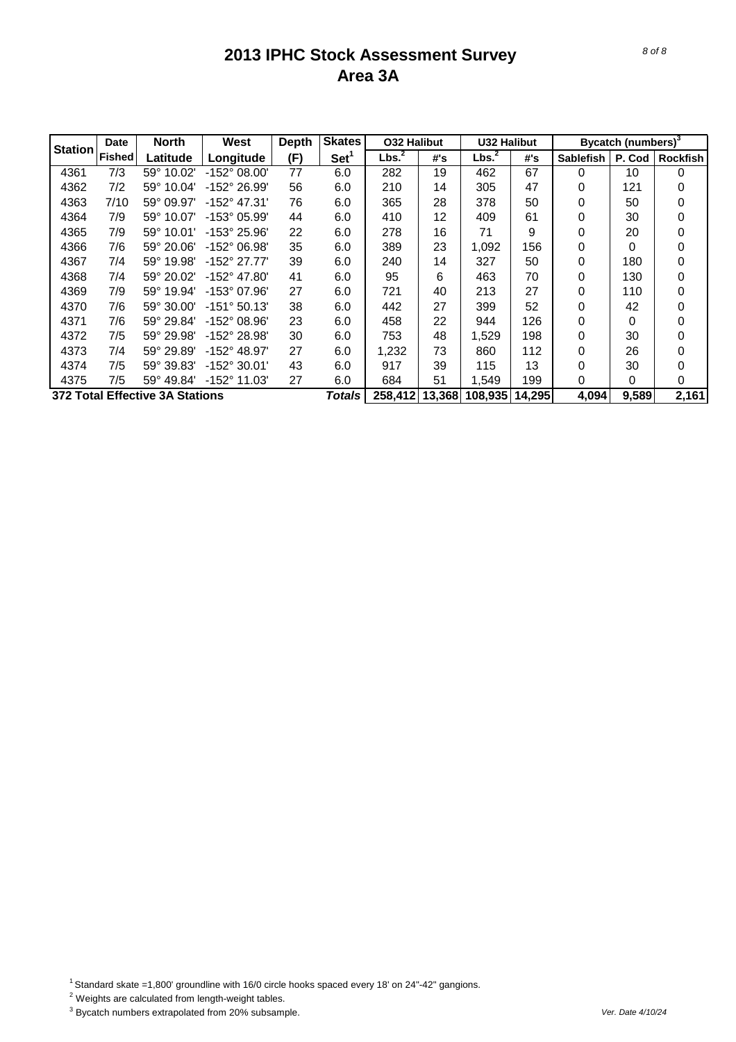# 2013 IPHC Stock Assessment Survey
## Area 3A

| Station | Date Fished | North Latitude | West Longitude | Depth (F) | Skates Set[1] | O32 Halibut | | U32 Halibut | | Bycatch (numbers)[3] | | |
|---|---|---|---|---|---|---|---|---|---|---|---|---|
| | | | | | | Lbs.[2] | #'s | Lbs.[2] | #'s | Sablefish | P. Cod | Rockfish |
| 4361 | 7/3 | 59° 10.02' | -152° 08.00' | 77 | 6.0 | 282 | 19 | 462 | 67 | 0 | 10 | 0 |
| 4362 | 7/2 | 59° 10.04' | -152° 26.99' | 56 | 6.0 | 210 | 14 | 305 | 47 | 0 | 121 | 0 |
| 4363 | 7/10 | 59° 09.97' | -152° 47.31' | 76 | 6.0 | 365 | 28 | 378 | 50 | 0 | 50 | 0 |
| 4364 | 7/9 | 59° 10.07' | -153° 05.99' | 44 | 6.0 | 410 | 12 | 409 | 61 | 0 | 30 | 0 |
| 4365 | 7/9 | 59° 10.01' | -153° 25.96' | 22 | 6.0 | 278 | 16 | 71 | 9 | 0 | 20 | 0 |
| 4366 | 7/6 | 59° 20.06' | -152° 06.98' | 35 | 6.0 | 389 | 23 | 1,092 | 156 | 0 | 0 | 0 |
| 4367 | 7/4 | 59° 19.98' | -152° 27.77' | 39 | 6.0 | 240 | 14 | 327 | 50 | 0 | 180 | 0 |
| 4368 | 7/4 | 59° 20.02' | -152° 47.80' | 41 | 6.0 | 95 | 6 | 463 | 70 | 0 | 130 | 0 |
| 4369 | 7/9 | 59° 19.94' | -153° 07.96' | 27 | 6.0 | 721 | 40 | 213 | 27 | 0 | 110 | 0 |
| 4370 | 7/6 | 59° 30.00' | -151° 50.13' | 38 | 6.0 | 442 | 27 | 399 | 52 | 0 | 42 | 0 |
| 4371 | 7/6 | 59° 29.84' | -152° 08.96' | 23 | 6.0 | 458 | 22 | 944 | 126 | 0 | 0 | 0 |
| 4372 | 7/5 | 59° 29.98' | -152° 28.98' | 30 | 6.0 | 753 | 48 | 1,529 | 198 | 0 | 30 | 0 |
| 4373 | 7/4 | 59° 29.89' | -152° 48.97' | 27 | 6.0 | 1,232 | 73 | 860 | 112 | 0 | 26 | 0 |
| 4374 | 7/5 | 59° 39.83' | -152° 30.01' | 43 | 6.0 | 917 | 39 | 115 | 13 | 0 | 30 | 0 |
| 4375 | 7/5 | 59° 49.84' | -152° 11.03' | 27 | 6.0 | 684 | 51 | 1,549 | 199 | 0 | 0 | 0 |
| **372 Total Effective 3A Stations** | | | | | ***Totals*** | **258,412** | **13,368** | **108,935** | **14,295** | **4,094** | **9,589** | **2,161** |

[1] Standard skate =1,800' groundline with 16/0 circle hooks spaced every 18' on 24"-42" gangions.

[2] Weights are calculated from length-weight tables.

[3] Bycatch numbers extrapolated from 20% subsample.

*Ver. Date 4/10/24*